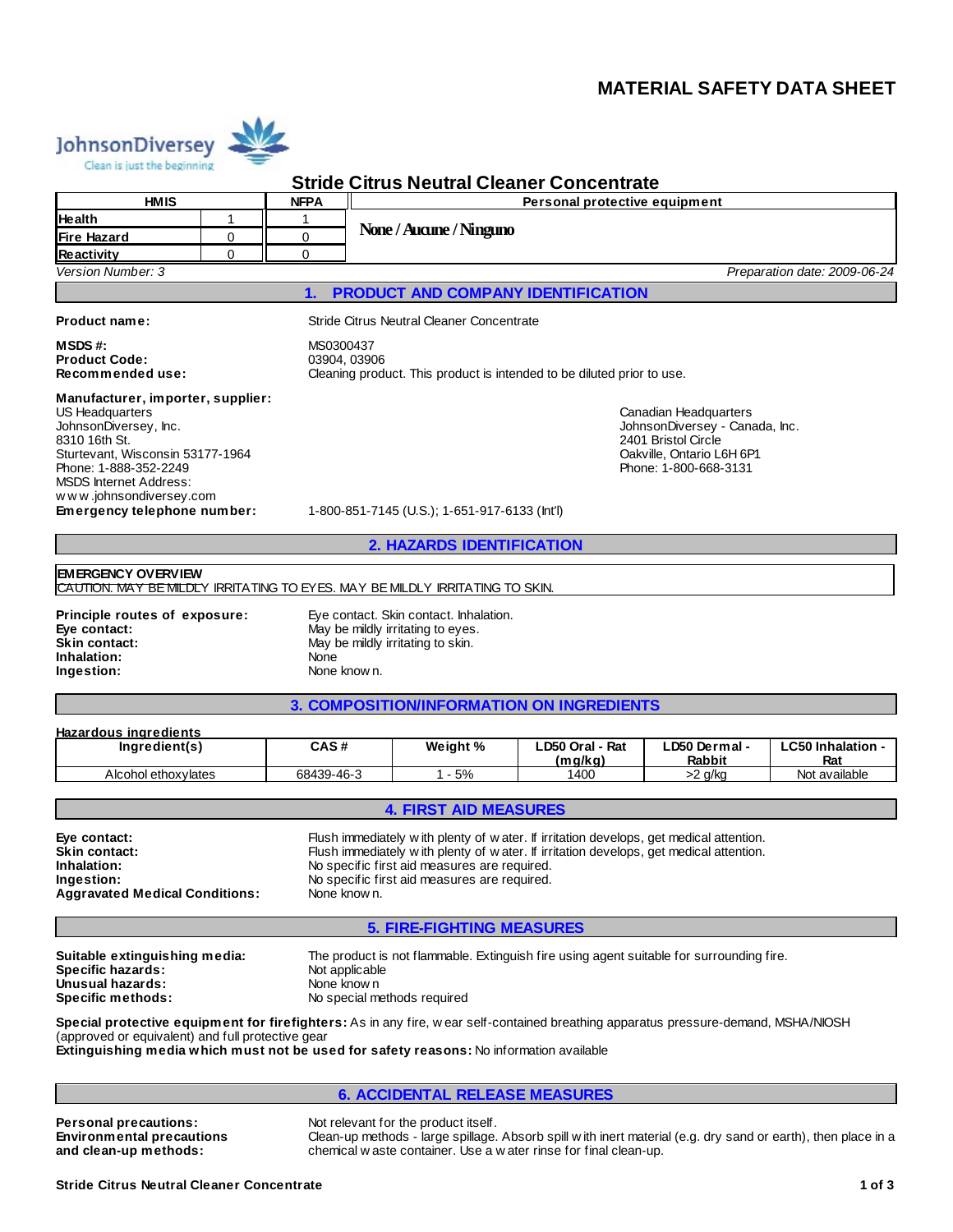# MATERIAL SAFETY DATA SHEET

JohnsonDiversey
Clean is just the beginning

## Stride Citrus Neutral Cleaner Concentrate

| HMIS | | NFPA | Personal protective equipment |
|---|---|---|---|
| Health | 1 | 1 | None / Aucune / Ninguno |
| Fire Hazard | 0 | 0 | |
| Reactivity | 0 | 0 | |

*Version Number: 3* *Preparation date: 2009-06-24*

## 1. PRODUCT AND COMPANY IDENTIFICATION

**Product name:** Stride Citrus Neutral Cleaner Concentrate

**MSDS #:** MS0300437
**Product Code:** 03904, 03906
**Recommended use:** Cleaning product. This product is intended to be diluted prior to use.

**Manufacturer, importer, supplier:**

US Headquarters
JohnsonDiversey, Inc.
8310 16th St.
Sturtevant, Wisconsin 53177-1964
Phone: 1-888-352-2249
MSDS Internet Address:
www.johnsondiversey.com

Canadian Headquarters
JohnsonDiversey - Canada, Inc.
2401 Bristol Circle
Oakville, Ontario L6H 6P1
Phone: 1-800-668-3131

**Emergency telephone number:** 1-800-851-7145 (U.S.); 1-651-917-6133 (Int'l)

## 2. HAZARDS IDENTIFICATION

**EMERGENCY OVERVIEW**
CAUTION. MAY BE MILDLY IRRITATING TO EYES. MAY BE MILDLY IRRITATING TO SKIN.

**Principle routes of exposure:** Eye contact. Skin contact. Inhalation.
**Eye contact:** May be mildly irritating to eyes.
**Skin contact:** May be mildly irritating to skin.
**Inhalation:** None
**Ingestion:** None known.

## 3. COMPOSITION/INFORMATION ON INGREDIENTS

**Hazardous ingredients**

| Ingredient(s) | CAS # | Weight % | LD50 Oral - Rat (mg/kg) | LD50 Dermal - Rabbit | LC50 Inhalation - Rat |
|---|---|---|---|---|---|
| Alcohol ethoxylates | 68439-46-3 | 1 - 5% | 1400 | >2 g/kg | Not available |

## 4. FIRST AID MEASURES

**Eye contact:** Flush immediately with plenty of water. If irritation develops, get medical attention.
**Skin contact:** Flush immediately with plenty of water. If irritation develops, get medical attention.
**Inhalation:** No specific first aid measures are required.
**Ingestion:** No specific first aid measures are required.
**Aggravated Medical Conditions:** None known.

## 5. FIRE-FIGHTING MEASURES

**Suitable extinguishing media:** The product is not flammable. Extinguish fire using agent suitable for surrounding fire.
**Specific hazards:** Not applicable
**Unusual hazards:** None known
**Specific methods:** No special methods required

**Special protective equipment for firefighters:** As in any fire, wear self-contained breathing apparatus pressure-demand, MSHA/NIOSH (approved or equivalent) and full protective gear
**Extinguishing media which must not be used for safety reasons:** No information available

## 6. ACCIDENTAL RELEASE MEASURES

**Personal precautions:** Not relevant for the product itself.
**Environmental precautions and clean-up methods:** Clean-up methods - large spillage. Absorb spill with inert material (e.g. dry sand or earth), then place in a chemical waste container. Use a water rinse for final clean-up.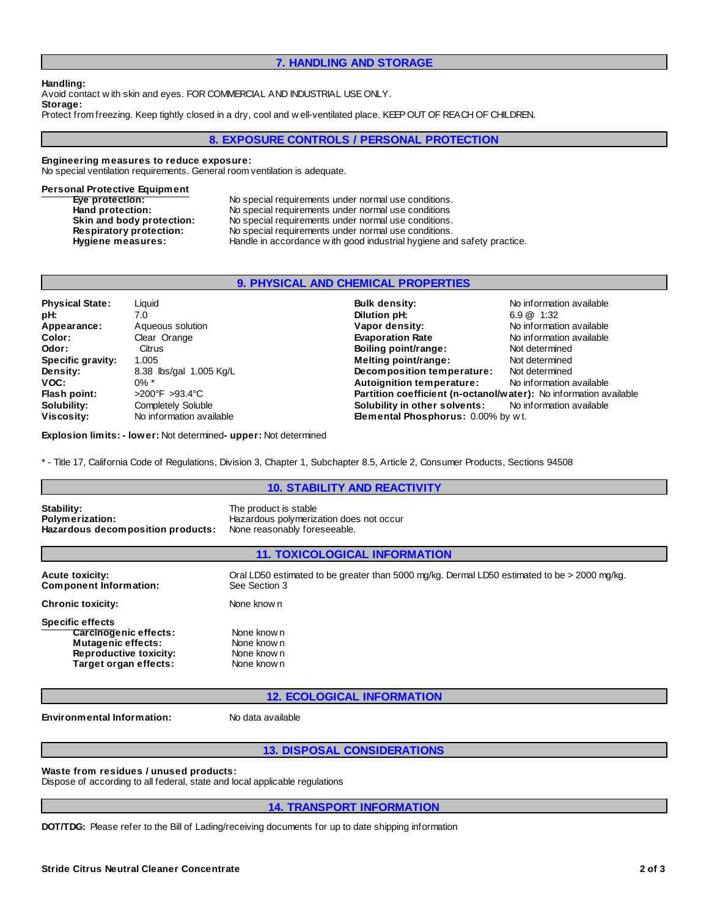## 7. HANDLING AND STORAGE

**Handling:**
Avoid contact with skin and eyes. FOR COMMERCIAL AND INDUSTRIAL USE ONLY.
**Storage:**
Protect from freezing. Keep tightly closed in a dry, cool and well-ventilated place. KEEP OUT OF REACH OF CHILDREN.

## 8. EXPOSURE CONTROLS / PERSONAL PROTECTION

**Engineering measures to reduce exposure:**
No special ventilation requirements. General room ventilation is adequate.

**Personal Protective Equipment**

| | |
|---|---|
| **Eye protection:** | No special requirements under normal use conditions. |
| **Hand protection:** | No special requirements under normal use conditions |
| **Skin and body protection:** | No special requirements under normal use conditions. |
| **Respiratory protection:** | No special requirements under normal use conditions. |
| **Hygiene measures:** | Handle in accordance with good industrial hygiene and safety practice. |

## 9. PHYSICAL AND CHEMICAL PROPERTIES

| | |
|---|---|
| **Physical State:** | Liquid |
| **pH:** | 7.0 |
| **Appearance:** | Aqueous solution |
| **Color:** | Clear Orange |
| **Odor:** | Citrus |
| **Specific gravity:** | 1.005 |
| **Density:** | 8.38 lbs/gal 1.005 Kg/L |
| **VOC:** | 0% * |
| **Flash point:** | >200°F >93.4°C |
| **Solubility:** | Completely Soluble |
| **Viscosity:** | No information available |
| **Bulk density:** | No information available |
| **Dilution pH:** | 6.9 @ 1:32 |
| **Vapor density:** | No information available |
| **Evaporation Rate** | No information available |
| **Boiling point/range:** | Not determined |
| **Melting point/range:** | Not determined |
| **Decomposition temperature:** | Not determined |
| **Autoignition temperature:** | No information available |
| **Partition coefficient (n-octanol/water):** | No information available |
| **Solubility in other solvents:** | No information available |
| **Elemental Phosphorus:** | 0.00% by wt. |

**Explosion limits: - lower:** Not determined**- upper:** Not determined

\* - Title 17, California Code of Regulations, Division 3, Chapter 1, Subchapter 8.5, Article 2, Consumer Products, Sections 94508

## 10. STABILITY AND REACTIVITY

| | |
|---|---|
| **Stability:** | The product is stable |
| **Polymerization:** | Hazardous polymerization does not occur |
| **Hazardous decomposition products:** | None reasonably foreseeable. |

## 11. TOXICOLOGICAL INFORMATION

| | |
|---|---|
| **Acute toxicity:** | Oral LD50 estimated to be greater than 5000 mg/kg. Dermal LD50 estimated to be > 2000 mg/kg. |
| **Component Information:** | See Section 3 |
| **Chronic toxicity:** | None known |

**Specific effects**

| | |
|---|---|
| **Carcinogenic effects:** | None known |
| **Mutagenic effects:** | None known |
| **Reproductive toxicity:** | None known |
| **Target organ effects:** | None known |

## 12. ECOLOGICAL INFORMATION

**Environmental Information:** No data available

## 13. DISPOSAL CONSIDERATIONS

**Waste from residues / unused products:**
Dispose of according to all federal, state and local applicable regulations

## 14. TRANSPORT INFORMATION

**DOT/TDG:** Please refer to the Bill of Lading/receiving documents for up to date shipping information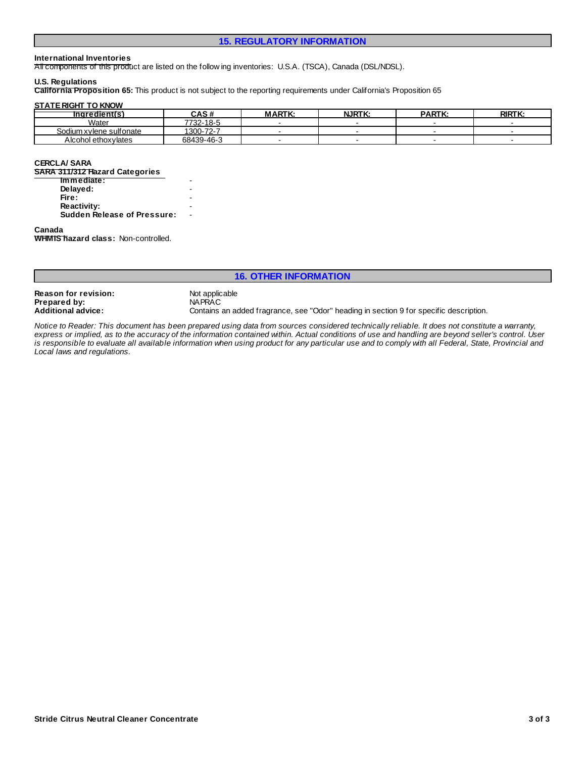## 15. REGULATORY INFORMATION

**International Inventories**

All components of this product are listed on the following inventories: U.S.A. (TSCA), Canada (DSL/NDSL).

**U.S. Regulations**

**California Proposition 65:** This product is not subject to the reporting requirements under California's Proposition 65

**STATE RIGHT TO KNOW**

| Ingredient(s) | CAS # | MARTK: | NJRTK: | PARTK: | RIRTK: |
|---|---|---|---|---|---|
| Water | 7732-18-5 | - | - | - | - |
| Sodium xylene sulfonate | 1300-72-7 | - | - | - | - |
| Alcohol ethoxylates | 68439-46-3 | - | - | - | - |

**CERCLA/ SARA**

**SARA 311/312 Hazard Categories**

| | |
|---|---|
| **Immediate:** | - |
| **Delayed:** | - |
| **Fire:** | - |
| **Reactivity:** | - |
| **Sudden Release of Pressure:** | - |

**Canada**

**WHMIS hazard class:** Non-controlled.

## 16. OTHER INFORMATION

**Reason for revision:** Not applicable
**Prepared by:** NAPRAC
**Additional advice:** Contains an added fragrance, see "Odor" heading in section 9 for specific description.

*Notice to Reader: This document has been prepared using data from sources considered technically reliable. It does not constitute a warranty, express or implied, as to the accuracy of the information contained within. Actual conditions of use and handling are beyond seller's control. User is responsible to evaluate all available information when using product for any particular use and to comply with all Federal, State, Provincial and Local laws and regulations.*